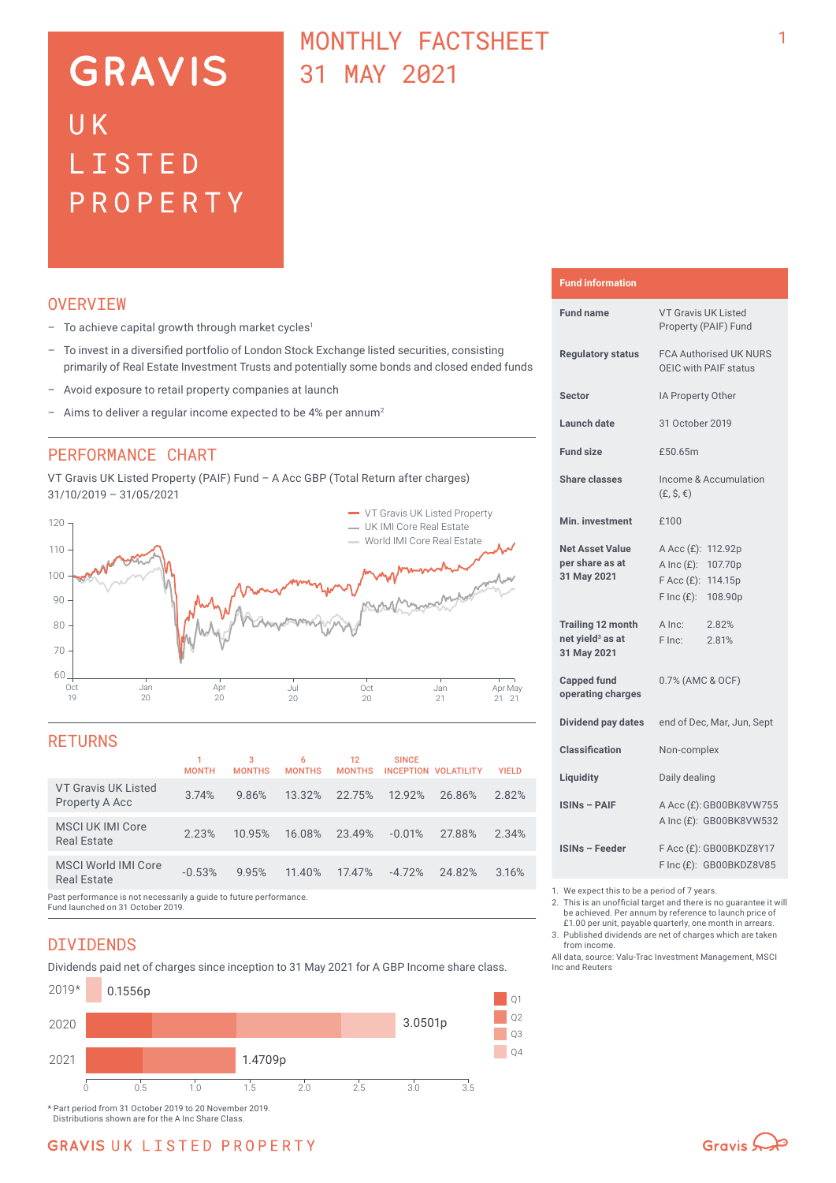# GRAVIS UK LISTED PROPERTY

# MONTHLY FACTSHEET 31 MAY 2021

## OVERVIEW

- To achieve capital growth through market cycles[1]
- To invest in a diversified portfolio of London Stock Exchange listed securities, consisting primarily of Real Estate Investment Trusts and potentially some bonds and closed ended funds
- Avoid exposure to retail property companies at launch
- Aims to deliver a regular income expected to be 4% per annum[2]

## PERFORMANCE CHART

VT Gravis UK Listed Property (PAIF) Fund – A Acc GBP (Total Return after charges) 31/10/2019 – 31/05/2021

## RETURNS

| | 1 MONTH | 3 MONTHS | 6 MONTHS | 12 MONTHS | SINCE INCEPTION | VOLATILITY | YIELD |
|---|---|---|---|---|---|---|---|
| VT Gravis UK Listed Property A Acc | 3.74% | 9.86% | 13.32% | 22.75% | 12.92% | 26.86% | 2.82% |
| MSCI UK IMI Core Real Estate | 2.23% | 10.95% | 16.08% | 23.49% | -0.01% | 27.88% | 2.34% |
| MSCI World IMI Core Real Estate | -0.53% | 9.95% | 11.40% | 17.47% | -4.72% | 24.82% | 3.16% |

Past performance is not necessarily a guide to future performance.
Fund launched on 31 October 2019.

## DIVIDENDS

Dividends paid net of charges since inception to 31 May 2021 for A GBP Income share class.

| Year | Total |
|---|---|
| 2019* | 0.1556p |
| 2020 | 3.0501p |
| 2021 | 1.4709p |

\* Part period from 31 October 2019 to 20 November 2019.
Distributions shown are for the A Inc Share Class.

## Fund information

| | |
|---|---|
| **Fund name** | VT Gravis UK Listed Property (PAIF) Fund |
| **Regulatory status** | FCA Authorised UK NURS OEIC with PAIF status |
| **Sector** | IA Property Other |
| **Launch date** | 31 October 2019 |
| **Fund size** | £50.65m |
| **Share classes** | Income & Accumulation (£, $, €) |
| **Min. investment** | £100 |
| **Net Asset Value per share as at 31 May 2021** | A Acc (£): 112.92p<br>A Inc (£): 107.70p<br>F Acc (£): 114.15p<br>F Inc (£): 108.90p |
| **Trailing 12 month net yield[3] as at 31 May 2021** | A Inc: 2.82%<br>F Inc: 2.81% |
| **Capped fund operating charges** | 0.7% (AMC & OCF) |
| **Dividend pay dates** | end of Dec, Mar, Jun, Sept |
| **Classification** | Non-complex |
| **Liquidity** | Daily dealing |
| **ISINs – PAIF** | A Acc (£): GB00BK8VW755<br>A Inc (£): GB00BK8VW532 |
| **ISINs – Feeder** | F Acc (£): GB00BKDZ8Y17<br>F Inc (£): GB00BKDZ8V85 |

1. We expect this to be a period of 7 years.
2. This is an unofficial target and there is no guarantee it will be achieved. Per annum by reference to launch price of £1.00 per unit, payable quarterly, one month in arrears.
3. Published dividends are net of charges which are taken from income.

All data, source: Valu-Trac Investment Management, MSCI Inc and Reuters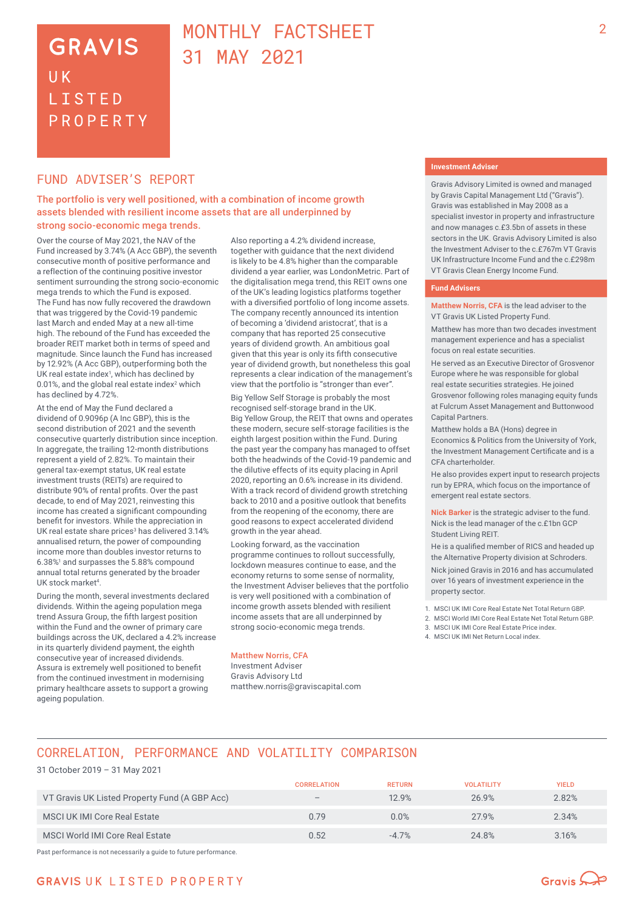# GRAVIS UK LISTED PROPERTY

# MONTHLY FACTSHEET 31 MAY 2021

## FUND ADVISER'S REPORT

**The portfolio is very well positioned, with a combination of income growth assets blended with resilient income assets that are all underpinned by strong socio-economic mega trends.**

Over the course of May 2021, the NAV of the Fund increased by 3.74% (A Acc GBP), the seventh consecutive month of positive performance and a reflection of the continuing positive investor sentiment surrounding the strong socio-economic mega trends to which the Fund is exposed. The Fund has now fully recovered the drawdown that was triggered by the Covid-19 pandemic last March and ended May at a new all-time high. The rebound of the Fund has exceeded the broader REIT market both in terms of speed and magnitude. Since launch the Fund has increased by 12.92% (A Acc GBP), outperforming both the UK real estate index[1], which has declined by 0.01%, and the global real estate index[2] which has declined by 4.72%.

At the end of May the Fund declared a dividend of 0.9096p (A Inc GBP), this is the second distribution of 2021 and the seventh consecutive quarterly distribution since inception. In aggregate, the trailing 12-month distributions represent a yield of 2.82%. To maintain their general tax-exempt status, UK real estate investment trusts (REITs) are required to distribute 90% of rental profits. Over the past decade, to end of May 2021, reinvesting this income has created a significant compounding benefit for investors. While the appreciation in UK real estate share prices[3] has delivered 3.14% annualised return, the power of compounding income more than doubles investor returns to 6.38%[1] and surpasses the 5.88% compound annual total returns generated by the broader UK stock market[4].

During the month, several investments declared dividends. Within the ageing population mega trend Assura Group, the fifth largest position within the Fund and the owner of primary care buildings across the UK, declared a 4.2% increase in its quarterly dividend payment, the eighth consecutive year of increased dividends. Assura is extremely well positioned to benefit from the continued investment in modernising primary healthcare assets to support a growing ageing population.

Also reporting a 4.2% dividend increase, together with guidance that the next dividend is likely to be 4.8% higher than the comparable dividend a year earlier, was LondonMetric. Part of the digitalisation mega trend, this REIT owns one of the UK's leading logistics platforms together with a diversified portfolio of long income assets. The company recently announced its intention of becoming a 'dividend aristocrat', that is a company that has reported 25 consecutive years of dividend growth. An ambitious goal given that this year is only its fifth consecutive year of dividend growth, but nonetheless this goal represents a clear indication of the management's view that the portfolio is "stronger than ever".

Big Yellow Self Storage is probably the most recognised self-storage brand in the UK. Big Yellow Group, the REIT that owns and operates these modern, secure self-storage facilities is the eighth largest position within the Fund. During the past year the company has managed to offset both the headwinds of the Covid-19 pandemic and the dilutive effects of its equity placing in April 2020, reporting an 0.6% increase in its dividend. With a track record of dividend growth stretching back to 2010 and a positive outlook that benefits from the reopening of the economy, there are good reasons to expect accelerated dividend growth in the year ahead.

Looking forward, as the vaccination programme continues to rollout successfully, lockdown measures continue to ease, and the economy returns to some sense of normality, the Investment Adviser believes that the portfolio is very well positioned with a combination of income growth assets blended with resilient income assets that are all underpinned by strong socio-economic mega trends.

**Matthew Norris, CFA**
Investment Adviser
Gravis Advisory Ltd
matthew.norris@graviscapital.com

### Investment Adviser

Gravis Advisory Limited is owned and managed by Gravis Capital Management Ltd ("Gravis"). Gravis was established in May 2008 as a specialist investor in property and infrastructure and now manages c.£3.5bn of assets in these sectors in the UK. Gravis Advisory Limited is also the Investment Adviser to the c.£767m VT Gravis UK Infrastructure Income Fund and the c.£298m VT Gravis Clean Energy Income Fund.

### Fund Advisers

**Matthew Norris, CFA** is the lead adviser to the VT Gravis UK Listed Property Fund.

Matthew has more than two decades investment management experience and has a specialist focus on real estate securities.

He served as an Executive Director of Grosvenor Europe where he was responsible for global real estate securities strategies. He joined Grosvenor following roles managing equity funds at Fulcrum Asset Management and Buttonwood Capital Partners.

Matthew holds a BA (Hons) degree in Economics & Politics from the University of York, the Investment Management Certificate and is a CFA charterholder.

He also provides expert input to research projects run by EPRA, which focus on the importance of emergent real estate sectors.

**Nick Barker** is the strategic adviser to the fund. Nick is the lead manager of the c.£1bn GCP Student Living REIT.

He is a qualified member of RICS and headed up the Alternative Property division at Schroders.

Nick joined Gravis in 2016 and has accumulated over 16 years of investment experience in the property sector.

1. MSCI UK IMI Core Real Estate Net Total Return GBP.
2. MSCI World IMI Core Real Estate Net Total Return GBP.
3. MSCI UK IMI Core Real Estate Price index.
4. MSCI UK IMI Net Return Local index.

## CORRELATION, PERFORMANCE AND VOLATILITY COMPARISON

31 October 2019 – 31 May 2021

| | CORRELATION | RETURN | VOLATILITY | YIELD |
|---|---|---|---|---|
| VT Gravis UK Listed Property Fund (A GBP Acc) | – | 12.9% | 26.9% | 2.82% |
| MSCI UK IMI Core Real Estate | 0.79 | 0.0% | 27.9% | 2.34% |
| MSCI World IMI Core Real Estate | 0.52 | -4.7% | 24.8% | 3.16% |

Past performance is not necessarily a guide to future performance.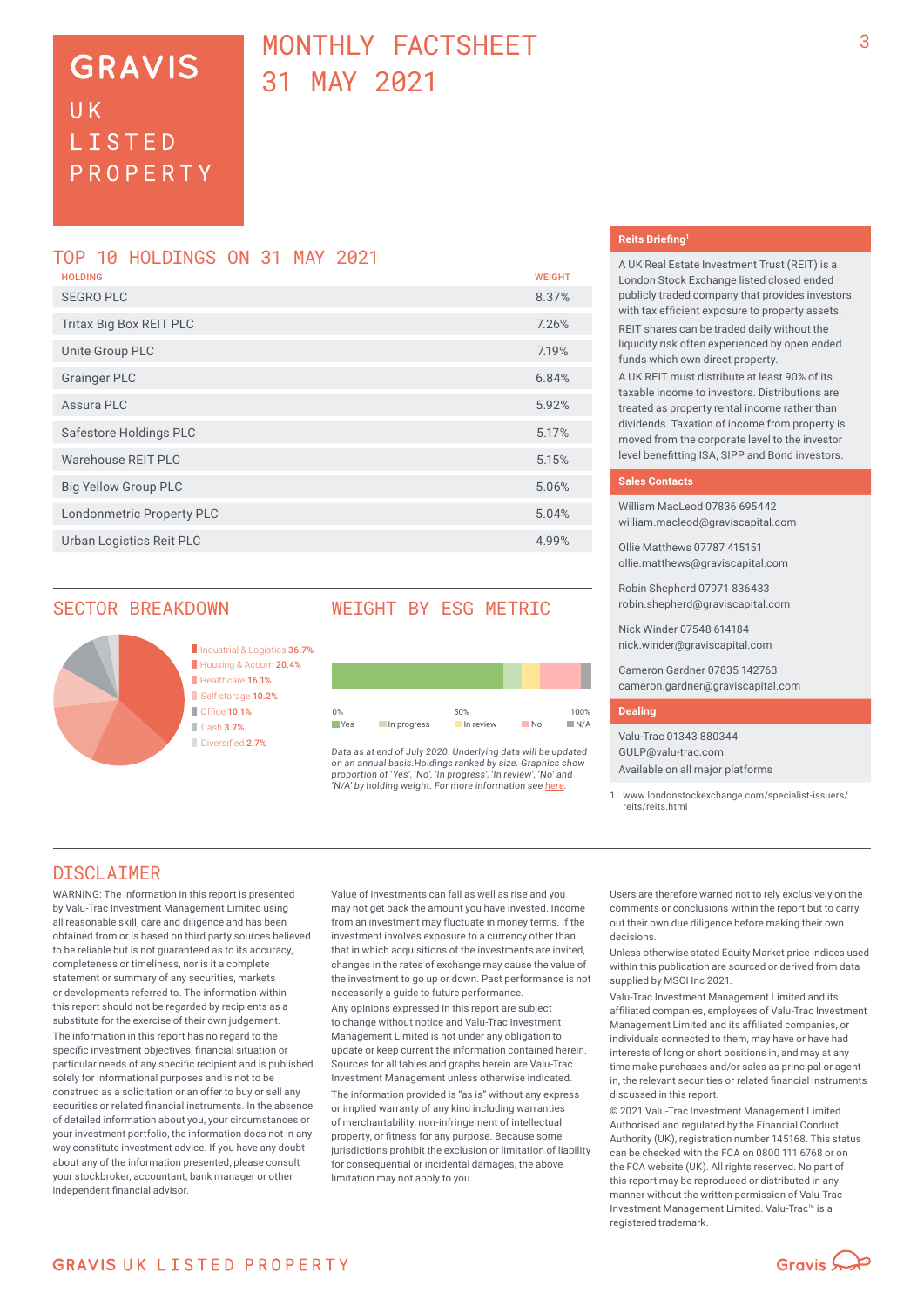# GRAVIS UK LISTED PROPERTY

# MONTHLY FACTSHEET 31 MAY 2021

## TOP 10 HOLDINGS ON 31 MAY 2021

| HOLDING | WEIGHT |
|---|---|
| SEGRO PLC | 8.37% |
| Tritax Big Box REIT PLC | 7.26% |
| Unite Group PLC | 7.19% |
| Grainger PLC | 6.84% |
| Assura PLC | 5.92% |
| Safestore Holdings PLC | 5.17% |
| Warehouse REIT PLC | 5.15% |
| Big Yellow Group PLC | 5.06% |
| Londonmetric Property PLC | 5.04% |
| Urban Logistics Reit PLC | 4.99% |

## SECTOR BREAKDOWN

Industrial & Logistics 36.7%
Housing & Accom 20.4%
Healthcare 16.1%
Self storage 10.2%
Office 10.1%
Cash 3.7%
Diversified 2.7%

## WEIGHT BY ESG METRIC

0%
50%
100%
Yes
In progress
In review
No
N/A

*Data as at end of July 2020. Underlying data will be updated on an annual basis.Holdings ranked by size. Graphics show proportion of 'Yes', 'No', 'In progress', 'In review', 'No' and 'N/A' by holding weight. For more information see here.*

### Reits Briefing[1]

A UK Real Estate Investment Trust (REIT) is a London Stock Exchange listed closed ended publicly traded company that provides investors with tax efficient exposure to property assets.

REIT shares can be traded daily without the liquidity risk often experienced by open ended funds which own direct property.

A UK REIT must distribute at least 90% of its taxable income to investors. Distributions are treated as property rental income rather than dividends. Taxation of income from property is moved from the corporate level to the investor level benefitting ISA, SIPP and Bond investors.

### Sales Contacts

William MacLeod 07836 695442
william.macleod@graviscapital.com

Ollie Matthews 07787 415151
ollie.matthews@graviscapital.com

Robin Shepherd 07971 836433
robin.shepherd@graviscapital.com

Nick Winder 07548 614184
nick.winder@graviscapital.com

Cameron Gardner 07835 142763
cameron.gardner@graviscapital.com

### Dealing

Valu-Trac 01343 880344
GULP@valu-trac.com
Available on all major platforms

1. www.londonstockexchange.com/specialist-issuers/reits/reits.html

## DISCLAIMER

WARNING: The information in this report is presented by Valu-Trac Investment Management Limited using all reasonable skill, care and diligence and has been obtained from or is based on third party sources believed to be reliable but is not guaranteed as to its accuracy, completeness or timeliness, nor is it a complete statement or summary of any securities, markets or developments referred to. The information within this report should not be regarded by recipients as a substitute for the exercise of their own judgement.

The information in this report has no regard to the specific investment objectives, financial situation or particular needs of any specific recipient and is published solely for informational purposes and is not to be construed as a solicitation or an offer to buy or sell any securities or related financial instruments. In the absence of detailed information about you, your circumstances or your investment portfolio, the information does not in any way constitute investment advice. If you have any doubt about any of the information presented, please consult your stockbroker, accountant, bank manager or other independent financial advisor.

Value of investments can fall as well as rise and you may not get back the amount you have invested. Income from an investment may fluctuate in money terms. If the investment involves exposure to a currency other than that in which acquisitions of the investments are invited, changes in the rates of exchange may cause the value of the investment to go up or down. Past performance is not necessarily a guide to future performance.

Any opinions expressed in this report are subject to change without notice and Valu-Trac Investment Management Limited is not under any obligation to update or keep current the information contained herein. Sources for all tables and graphs herein are Valu-Trac Investment Management unless otherwise indicated.

The information provided is "as is" without any express or implied warranty of any kind including warranties of merchantability, non-infringement of intellectual property, or fitness for any purpose. Because some jurisdictions prohibit the exclusion or limitation of liability for consequential or incidental damages, the above limitation may not apply to you.

Users are therefore warned not to rely exclusively on the comments or conclusions within the report but to carry out their own due diligence before making their own decisions.

Unless otherwise stated Equity Market price indices used within this publication are sourced or derived from data supplied by MSCI Inc 2021.

Valu-Trac Investment Management Limited and its affiliated companies, employees of Valu-Trac Investment Management Limited and its affiliated companies, or individuals connected to them, may have or have had interests of long or short positions in, and may at any time make purchases and/or sales as principal or agent in, the relevant securities or related financial instruments discussed in this report.

© 2021 Valu-Trac Investment Management Limited. Authorised and regulated by the Financial Conduct Authority (UK), registration number 145168. This status can be checked with the FCA on 0800 111 6768 or on the FCA website (UK). All rights reserved. No part of this report may be reproduced or distributed in any manner without the written permission of Valu-Trac Investment Management Limited. Valu-Trac™ is a registered trademark.